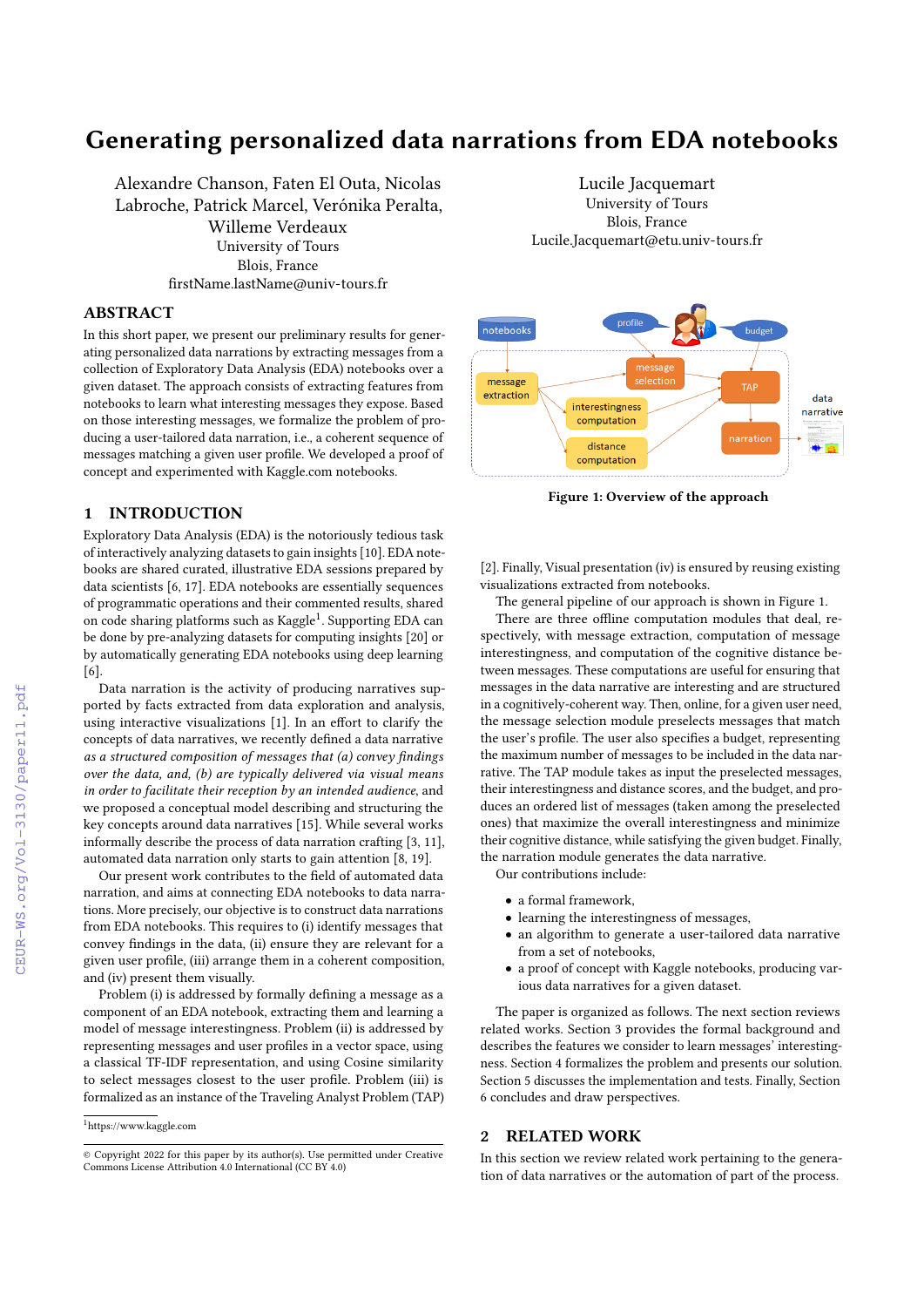# Generating personalized data narrations from EDA notebooks

Alexandre Chanson, Faten El Outa, Nicolas Labroche, Patrick Marcel, Verónika Peralta, Willeme Verdeaux
University of Tours
Blois, France
firstName.lastName@univ-tours.fr

Lucile Jacquemart
University of Tours
Blois, France
Lucile.Jacquemart@etu.univ-tours.fr

## ABSTRACT

In this short paper, we present our preliminary results for generating personalized data narrations by extracting messages from a collection of Exploratory Data Analysis (EDA) notebooks over a given dataset. The approach consists of extracting features from notebooks to learn what interesting messages they expose. Based on those interesting messages, we formalize the problem of producing a user-tailored data narration, i.e., a coherent sequence of messages matching a given user profile. We developed a proof of concept and experimented with Kaggle.com notebooks.

## 1 INTRODUCTION

Exploratory Data Analysis (EDA) is the notoriously tedious task of interactively analyzing datasets to gain insights [10]. EDA notebooks are shared curated, illustrative EDA sessions prepared by data scientists [6, 17]. EDA notebooks are essentially sequences of programmatic operations and their commented results, shared on code sharing platforms such as Kaggle[1]. Supporting EDA can be done by pre-analyzing datasets for computing insights [20] or by automatically generating EDA notebooks using deep learning [6].

Data narration is the activity of producing narratives supported by facts extracted from data exploration and analysis, using interactive visualizations [1]. In an effort to clarify the concepts of data narratives, we recently defined a data narration *as a structured composition of messages that (a) convey findings over the data, and, (b) are typically delivered via visual means in order to facilitate their reception by an intended audience*, and we proposed a conceptual model describing and structuring the key concepts around data narratives [15]. While several works informally describe the process of data narration crafting [3, 11], automated data narration only starts to gain attention [8, 19].

Our present work contributes to the field of automated data narration, and aims at connecting EDA notebooks to data narrations. More precisely, our objective is to construct data narrations from EDA notebooks. This requires to (i) identify messages that convey findings in the data, (ii) ensure they are relevant for a given user profile, (iii) arrange them in a coherent composition, and (iv) present them visually.

Problem (i) is addressed by formally defining a message as a component of an EDA notebook, extracting them and learning a model of message interestingness. Problem (ii) is addressed by representing messages and user profiles in a vector space, using a classical TF-IDF representation, and using Cosine similarity to select messages closest to the user profile. Problem (iii) is formalized as an instance of the Traveling Analyst Problem (TAP) [2]. Finally, Visual presentation (iv) is ensured by reusing existing visualizations extracted from notebooks.

[1] https://www.kaggle.com

© Copyright 2022 for this paper by its author(s). Use permitted under Creative Commons License Attribution 4.0 International (CC BY 4.0)

Figure 1: Overview of the approach

The general pipeline of our approach is shown in Figure 1.

There are three offline computation modules that deal, respectively, with message extraction, computation of message interestingness, and computation of the cognitive distance between messages. These computations are useful for ensuring that messages in the data narrative are interesting and are structured in a cognitively-coherent way. Then, online, for a given user need, the message selection module preselects messages that match the user's profile. The user also specifies a budget, representing the maximum number of messages to be included in the data narrative. The TAP module takes as input the preselected messages, their interestingness and distance scores, and the budget, and produces an ordered list of messages (taken among the preselected ones) that maximize the overall interestingness and minimize their cognitive distance, while satisfying the given budget. Finally, the narration module generates the data narrative.

Our contributions include:

- a formal framework,
- learning the interestingness of messages,
- an algorithm to generate a user-tailored data narrative from a set of notebooks,
- a proof of concept with Kaggle notebooks, producing various data narratives for a given dataset.

The paper is organized as follows. The next section reviews related works. Section 3 provides the formal background and describes the features we consider to learn messages' interestingness. Section 4 formalizes the problem and presents our solution. Section 5 discusses the implementation and tests. Finally, Section 6 concludes and draw perspectives.

## 2 RELATED WORK

In this section we review related work pertaining to the generation of data narratives or the automation of part of the process.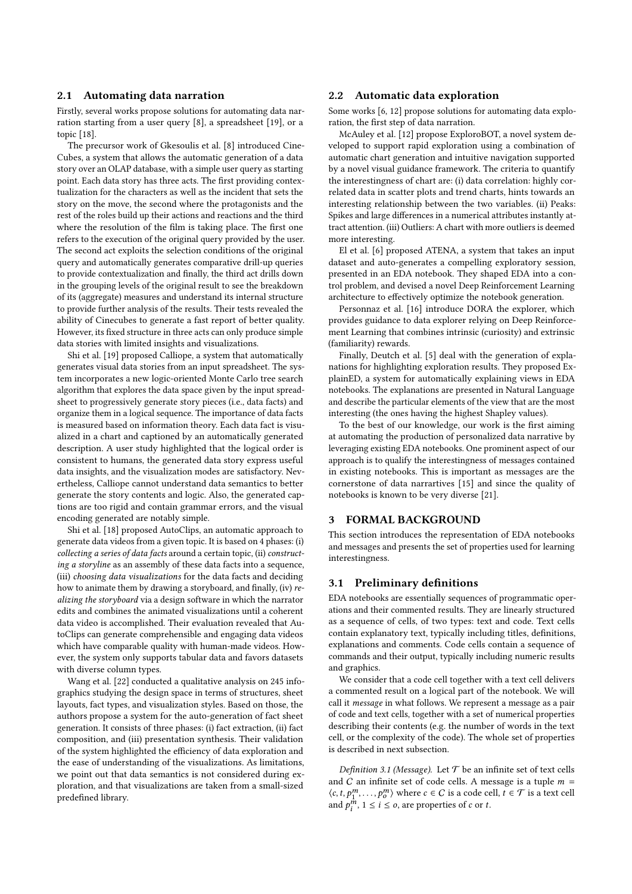## 2.1 Automating data narration

Firstly, several works propose solutions for automating data narration starting from a user query [8], a spreadsheet [19], or a topic [18].

The precursor work of Gkesoulis et al. [8] introduced CineCubes, a system that allows the automatic generation of a data story over an OLAP database, with a simple user query as starting point. Each data story has three acts. The first providing contextualization for the characters as well as the incident that sets the story on the move, the second where the protagonists and the rest of the roles build up their actions and reactions and the third where the resolution of the film is taking place. The first one refers to the execution of the original query provided by the user. The second act exploits the selection conditions of the original query and automatically generates comparative drill-up queries to provide contextualization and finally, the third act drills down in the grouping levels of the original result to see the breakdown of its (aggregate) measures and understand its internal structure to provide further analysis of the results. Their tests revealed the ability of Cinecubes to generate a fast report of better quality. However, its fixed structure in three acts can only produce simple data stories with limited insights and visualizations.

Shi et al. [19] proposed Calliope, a system that automatically generates visual data stories from an input spreadsheet. The system incorporates a new logic-oriented Monte Carlo tree search algorithm that explores the data space given by the input spreadsheet to progressively generate story pieces (i.e., data facts) and organize them in a logical sequence. The importance of data facts is measured based on information theory. Each data fact is visualized in a chart and captioned by an automatically generated description. A user study highlighted that the logical order is consistent to humans, the generated data story express useful data insights, and the visualization modes are satisfactory. Nevertheless, Calliope cannot understand data semantics to better generate the story contents and logic. Also, the generated captions are too rigid and contain grammar errors, and the visual encoding generated are notably simple.

Shi et al. [18] proposed AutoClips, an automatic approach to generate data videos from a given topic. It is based on 4 phases: (i) *collecting a series of data facts* around a certain topic, (ii) *constructing a storyline* as an assembly of these data facts into a sequence, (iii) *choosing data visualizations* for the data facts and deciding how to animate them by drawing a storyboard, and finally, (iv) *realizing the storyboard* via a design software in which the narrator edits and combines the animated visualizations until a coherent data video is accomplished. Their evaluation revealed that AutoClips can generate comprehensible and engaging data videos which have comparable quality with human-made videos. However, the system only supports tabular data and favors datasets with diverse column types.

Wang et al. [22] conducted a qualitative analysis on 245 infographics studying the design space in terms of structures, sheet layouts, fact types, and visualization styles. Based on those, the authors propose a system for the auto-generation of fact sheet generation. It consists of three phases: (i) fact extraction, (ii) fact composition, and (iii) presentation synthesis. Their validation of the system highlighted the efficiency of data exploration and the ease of understanding of the visualizations. As limitations, we point out that data semantics is not considered during exploration, and that visualizations are taken from a small-sized predefined library.

## 2.2 Automatic data exploration

Some works [6, 12] propose solutions for automating data exploration, the first step of data narration.

McAuley et al. [12] propose ExploroBOT, a novel system developed to support rapid exploration using a combination of automatic chart generation and intuitive navigation supported by a novel visual guidance framework. The criteria to quantify the interestingness of chart are: (i) data correlation: highly correlated data in scatter plots and trend charts, hints towards an interesting relationship between the two variables. (ii) Peaks: Spikes and large differences in a numerical attributes instantly attract attention. (iii) Outliers: A chart with more outliers is deemed more interesting.

El et al. [6] proposed ATENA, a system that takes an input dataset and auto-generates a compelling exploratory session, presented in an EDA notebook. They shaped EDA into a control problem, and devised a novel Deep Reinforcement Learning architecture to effectively optimize the notebook generation.

Personnaz et al. [16] introduce DORA the explorer, which provides guidance to data explorer relying on Deep Reinforcement Learning that combines intrinsic (curiosity) and extrinsic (familiarity) rewards.

Finally, Deutch et al. [5] deal with the generation of explanations for highlighting exploration results. They proposed ExplainED, a system for automatically explaining views in EDA notebooks. The explanations are presented in Natural Language and describe the particular elements of the view that are the most interesting (the ones having the highest Shapley values).

To the best of our knowledge, our work is the first aiming at automating the production of personalized data narrative by leveraging existing EDA notebooks. One prominent aspect of our approach is to qualify the interestingness of messages contained in existing notebooks. This is important as messages are the cornerstone of data narrartives [15] and since the quality of notebooks is known to be very diverse [21].

# 3 FORMAL BACKGROUND

This section introduces the representation of EDA notebooks and messages and presents the set of properties used for learning interestingness.

## 3.1 Preliminary definitions

EDA notebooks are essentially sequences of programmatic operations and their commented results. They are linearly structured as a sequence of cells, of two types: text and code. Text cells contain explanatory text, typically including titles, definitions, explanations and comments. Code cells contain a sequence of commands and their output, typically including numeric results and graphics.

We consider that a code cell together with a text cell delivers a commented result on a logical part of the notebook. We will call it *message* in what follows. We represent a message as a pair of code and text cells, together with a set of numerical properties describing their contents (e.g. the number of words in the text cell, or the complexity of the code). The whole set of properties is described in next subsection.

*Definition 3.1 (Message).* Let $\mathcal{T}$ be an infinite set of text cells and $C$ an infinite set of code cells. A message is a tuple $m = \langle c, t, p_1^m, \ldots, p_o^m \rangle$ where $c \in C$ is a code cell, $t \in \mathcal{T}$ is a text cell and $p_i^m$, $1 \leq i \leq o$, are properties of $c$ or $t$.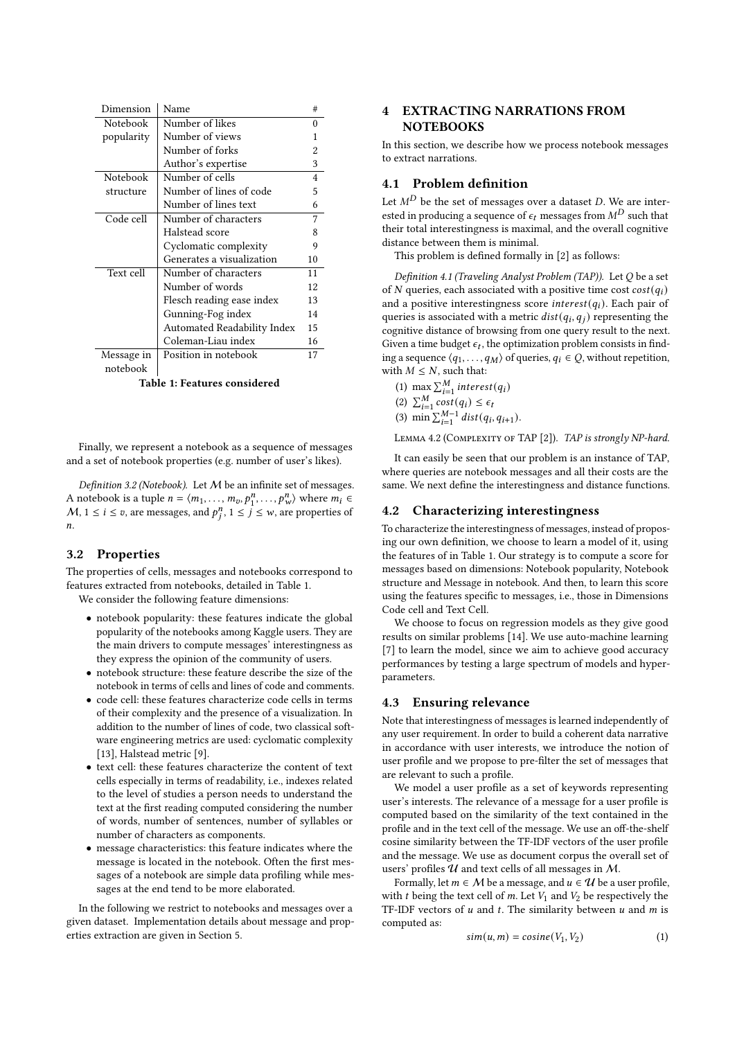| Dimension | Name | # |
|---|---|---|
| Notebook popularity | Number of likes | 0 |
| | Number of views | 1 |
| | Number of forks | 2 |
| | Author's expertise | 3 |
| Notebook structure | Number of cells | 4 |
| | Number of lines of code | 5 |
| | Number of lines text | 6 |
| Code cell | Number of characters | 7 |
| | Halstead score | 8 |
| | Cyclomatic complexity | 9 |
| | Generates a visualization | 10 |
| Text cell | Number of characters | 11 |
| | Number of words | 12 |
| | Flesch reading ease index | 13 |
| | Gunning-Fog index | 14 |
| | Automated Readability Index | 15 |
| | Coleman-Liau index | 16 |
| Message in notebook | Position in notebook | 17 |

**Table 1: Features considered**

Finally, we represent a notebook as a sequence of messages and a set of notebook properties (e.g. number of user's likes).

*Definition 3.2 (Notebook).* Let $\mathcal{M}$ be an infinite set of messages. A notebook is a tuple $n = \langle m_1, \ldots, m_v, p_1^n, \ldots, p_w^n \rangle$ where $m_i \in \mathcal{M}$, $1 \leq i \leq v$, are messages, and $p_j^n$, $1 \leq j \leq w$, are properties of $n$.

### 3.2 Properties

The properties of cells, messages and notebooks correspond to features extracted from notebooks, detailed in Table 1.

We consider the following feature dimensions:

- notebook popularity: these features indicate the global popularity of the notebooks among Kaggle users. They are the main drivers to compute messages' interestingness as they express the opinion of the community of users.
- notebook structure: these feature describe the size of the notebook in terms of cells and lines of code and comments.
- code cell: these features characterize code cells in terms of their complexity and the presence of a visualization. In addition to the number of lines of code, two classical software engineering metrics are used: cyclomatic complexity [13], Halstead metric [9].
- text cell: these features characterize the content of text cells especially in terms of readability, i.e., indexes related to the level of studies a person needs to understand the text at the first reading computed considering the number of words, number of sentences, number of syllables or number of characters as components.
- message characteristics: this feature indicates where the message is located in the notebook. Often the first messages of a notebook are simple data profiling while messages at the end tend to be more elaborated.

In the following we restrict to notebooks and messages over a given dataset. Implementation details about message and properties extraction are given in Section 5.

## 4 EXTRACTING NARRATIONS FROM NOTEBOOKS

In this section, we describe how we process notebook messages to extract narrations.

### 4.1 Problem definition

Let $M^D$ be the set of messages over a dataset $D$. We are interested in producing a sequence of $\epsilon_t$ messages from $M^D$ such that their total interestingness is maximal, and the overall cognitive distance between them is minimal.

This problem is defined formally in [2] as follows:

*Definition 4.1 (Traveling Analyst Problem (TAP)).* Let $Q$ be a set of $N$ queries, each associated with a positive time cost $cost(q_i)$ and a positive interestingness score $interest(q_i)$. Each pair of queries is associated with a metric $dist(q_i, q_j)$ representing the cognitive distance of browsing from one query result to the next. Given a time budget $\epsilon_t$, the optimization problem consists in finding a sequence $\langle q_1, \ldots, q_M \rangle$ of queries, $q_i \in Q$, without repetition, with $M \leq N$, such that:

(1) $\max \sum_{i=1}^{M} interest(q_i)$
(2) $\sum_{i=1}^{M} cost(q_i) \leq \epsilon_t$
(3) $\min \sum_{i=1}^{M-1} dist(q_i, q_{i+1})$.

Lemma 4.2 (Complexity of TAP [2]). *TAP is strongly NP-hard.*

It can easily be seen that our problem is an instance of TAP, where queries are notebook messages and all their costs are the same. We next define the interestingness and distance functions.

### 4.2 Characterizing interestingness

To characterize the interestingness of messages, instead of proposing our own definition, we choose to learn a model of it, using the features of in Table 1. Our strategy is to compute a score for messages based on dimensions: Notebook popularity, Notebook structure and Message in notebook. And then, to learn this score using the features specific to messages, i.e., those in Dimensions Code cell and Text Cell.

We choose to focus on regression models as they give good results on similar problems [14]. We use auto-machine learning [7] to learn the model, since we aim to achieve good accuracy performances by testing a large spectrum of models and hyper-parameters.

### 4.3 Ensuring relevance

Note that interestingness of messages is learned independently of any user requirement. In order to build a coherent data narrative in accordance with user interests, we introduce the notion of user profile and we propose to pre-filter the set of messages that are relevant to such a profile.

We model a user profile as a set of keywords representing user's interests. The relevance of a message for a user profile is computed based on the similarity of the text contained in the profile and in the text cell of the message. We use an off-the-shelf cosine similarity between the TF-IDF vectors of the user profile and the message. We use as document corpus the overall set of users' profiles $\mathcal{U}$ and text cells of all messages in $\mathcal{M}$.

Formally, let $m \in \mathcal{M}$ be a message, and $u \in \mathcal{U}$ be a user profile, with $t$ being the text cell of $m$. Let $V_1$ and $V_2$ be respectively the TF-IDF vectors of $u$ and $t$. The similarity between $u$ and $m$ is computed as:

$$sim(u, m) = cosine(V_1, V_2) \quad (1)$$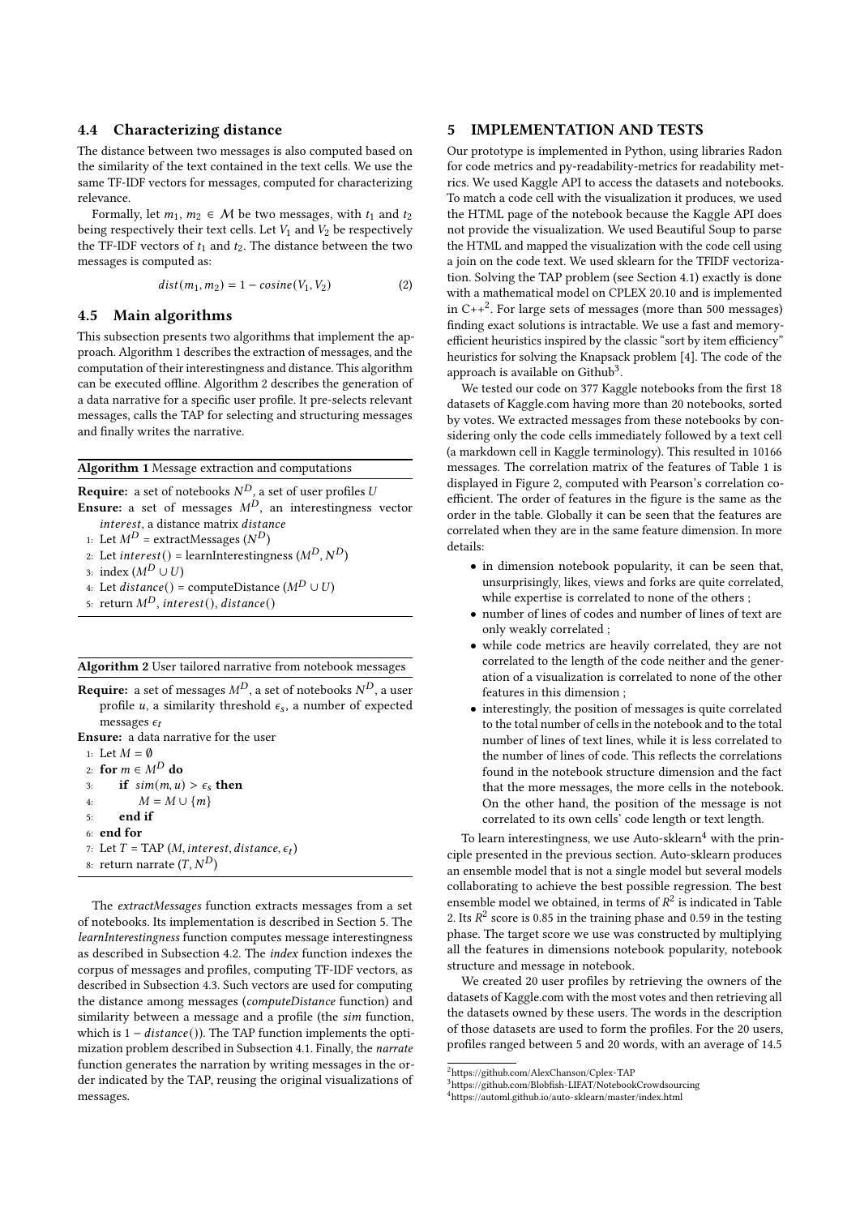### 4.4 Characterizing distance

The distance between two messages is also computed based on the similarity of the text contained in the text cells. We use the same TF-IDF vectors for messages, computed for characterizing relevance.

Formally, let $m_1, m_2 \in \mathcal{M}$ be two messages, with $t_1$ and $t_2$ being respectively their text cells. Let $V_1$ and $V_2$ be respectively the TF-IDF vectors of $t_1$ and $t_2$. The distance between the two messages is computed as:

$$dist(m_1, m_2) = 1 - cosine(V_1, V_2) \tag{2}$$

### 4.5 Main algorithms

This subsection presents two algorithms that implement the approach. Algorithm 1 describes the extraction of messages, and the computation of their interestingness and distance. This algorithm can be executed offline. Algorithm 2 describes the generation of a data narrative for a specific user profile. It pre-selects relevant messages, calls the TAP for selecting and structuring messages and finally writes the narrative.

---

**Algorithm 1** Message extraction and computations

---

**Require:** a set of notebooks $N^D$, a set of user profiles $U$

**Ensure:** a set of messages $M^D$, an interestingness vector *interest*, a distance matrix *distance*

1: Let $M^D$ = extractMessages ($N^D$)
2: Let $interest()$ = learnInterestingness ($M^D, N^D$)
3: index ($M^D \cup U$)
4: Let $distance()$ = computeDistance ($M^D \cup U$)
5: return $M^D$, $interest()$, $distance()$

---

---

**Algorithm 2** User tailored narrative from notebook messages

---

**Require:** a set of messages $M^D$, a set of notebooks $N^D$, a user profile $u$, a similarity threshold $\epsilon_s$, a number of expected messages $\epsilon_t$

**Ensure:** a data narrative for the user

1: Let $M = \emptyset$
2: **for** $m \in M^D$ **do**
3: &nbsp;&nbsp;&nbsp;&nbsp;**if** $sim(m, u) > \epsilon_s$ **then**
4: &nbsp;&nbsp;&nbsp;&nbsp;&nbsp;&nbsp;&nbsp;&nbsp;$M = M \cup \{m\}$
5: &nbsp;&nbsp;&nbsp;&nbsp;**end if**
6: **end for**
7: Let $T$ = TAP ($M, interest, distance, \epsilon_t$)
8: return narrate ($T, N^D$)

---

The *extractMessages* function extracts messages from a set of notebooks. Its implementation is described in Section 5. The *learnInterestingness* function computes message interestingness as described in Subsection 4.2. The *index* function indexes the corpus of messages and profiles, computing TF-IDF vectors, as described in Subsection 4.3. Such vectors are used for computing the distance among messages (*computeDistance* function) and similarity between a message and a profile (the *sim* function, which is $1 - distance()$). The TAP function implements the optimization problem described in Subsection 4.1. Finally, the *narrate* function generates the narration by writing messages in the order indicated by the TAP, reusing the original visualizations of messages.

## 5 IMPLEMENTATION AND TESTS

Our prototype is implemented in Python, using libraries Radon for code metrics and py-readability-metrics for readability metrics. We used Kaggle API to access the datasets and notebooks. To match a code cell with the visualization it produces, we used the HTML page of the notebook because the Kaggle API does not provide the visualization. We used Beautiful Soup to parse the HTML and mapped the visualization with the code cell using a join on the code text. We used sklearn for the TFIDF vectorization. Solving the TAP problem (see Section 4.1) exactly is done with a mathematical model on CPLEX 20.10 and is implemented in C++[2]. For large sets of messages (more than 500 messages) finding exact solutions is intractable. We use a fast and memory-efficient heuristics inspired by the classic "sort by item efficiency" heuristics for solving the Knapsack problem [4]. The code of the approach is available on Github[3].

We tested our code on 377 Kaggle notebooks from the first 18 datasets of Kaggle.com having more than 20 notebooks, sorted by votes. We extracted messages from these notebooks by considering only the code cells immediately followed by a text cell (a markdown cell in Kaggle terminology). This resulted in 10166 messages. The correlation matrix of the features of Table 1 is displayed in Figure 2, computed with Pearson's correlation coefficient. The order of features in the figure is the same as the order in the table. Globally it can be seen that the features are correlated when they are in the same feature dimension. In more details:

- in dimension notebook popularity, it can be seen that, unsurprisingly, likes, views and forks are quite correlated, while expertise is correlated to none of the others ;
- number of lines of codes and number of lines of text are only weakly correlated ;
- while code metrics are heavily correlated, they are not correlated to the length of the code neither and the generation of a visualization is correlated to none of the other features in this dimension ;
- interestingly, the position of messages is quite correlated to the total number of cells in the notebook and to the total number of lines of text lines, while it is less correlated to the number of lines of code. This reflects the correlations found in the notebook structure dimension and the fact that the more messages, the more cells in the notebook. On the other hand, the position of the message is not correlated to its own cells' code length or text length.

To learn interestingness, we use Auto-sklearn[4] with the principle presented in the previous section. Auto-sklearn produces an ensemble model that is not a single model but several models collaborating to achieve the best possible regression. The best ensemble model we obtained, in terms of $R^2$ is indicated in Table 2. Its $R^2$ score is 0.85 in the training phase and 0.59 in the testing phase. The target score we use was constructed by multiplying all the features in dimensions notebook popularity, notebook structure and message in notebook.

We created 20 user profiles by retrieving the owners of the datasets of Kaggle.com with the most votes and then retrieving all the datasets owned by these users. The words in the description of those datasets are used to form the profiles. For the 20 users, profiles ranged between 5 and 20 words, with an average of 14.5

---

[2] https://github.com/AlexChanson/Cplex-TAP
[3] https://github.com/Blobfish-LIFAT/NotebookCrowdsourcing
[4] https://automl.github.io/auto-sklearn/master/index.html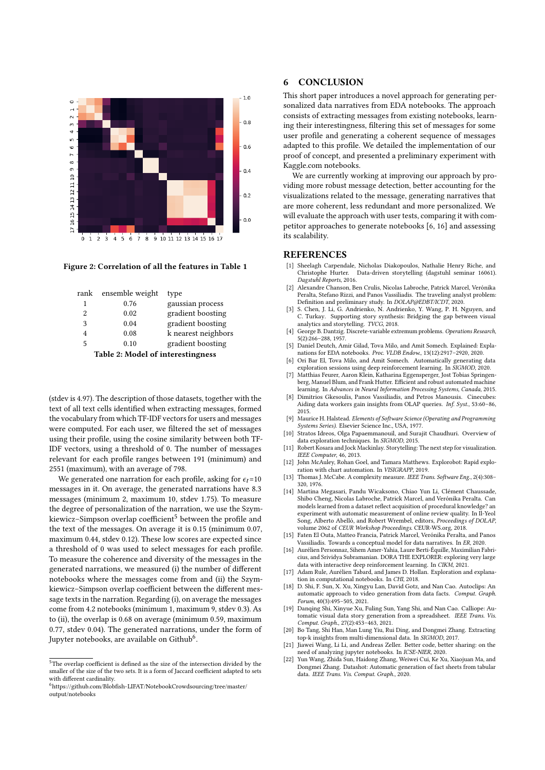0
1
2
3
4
5
6
7
8
9
10
11
12
13
14
15
16
17

0 1 2 3 4 5 6 7 8 9 10 11 12 13 14 15 16 17

1.0
0.8
0.6
0.4
0.2
0.0

**Figure 2: Correlation of all the features in Table 1**

| rank | ensemble weight | type |
|---|---|---|
| 1 | 0.76 | gaussian process |
| 2 | 0.02 | gradient boosting |
| 3 | 0.04 | gradient boosting |
| 4 | 0.08 | k nearest neighbors |
| 5 | 0.10 | gradient boosting |

**Table 2: Model of interestingness**

(stdev is 4.97). The description of those datasets, together with the text of all text cells identified when extracting messages, formed the vocabulary from which TF-IDF vectors for users and messages were computed. For each user, we filtered the set of messages using their profile, using the cosine similarity between both TF-IDF vectors, using a threshold of 0. The number of messages relevant for each profile ranges between 191 (minimum) and 2551 (maximum), with an average of 798.

We generated one narration for each profile, asking for $\epsilon_t$=10 messages in it. On average, the generated narrations have 8.3 messages (minimum 2, maximum 10, stdev 1.75). To measure the degree of personalization of the narration, we use the Szymkiewicz–Simpson overlap coefficient[5] between the profile and the text of the messages. On average it is 0.15 (minimum 0.07, maximum 0.44, stdev 0.12). These low scores are expected since a threshold of 0 was used to select messages for each profile. To measure the coherence and diversity of the messages in the generated narrations, we measured (i) the number of different notebooks where the messages come from and (ii) the Szymkiewicz–Simpson overlap coefficient between the different message texts in the narration. Regarding (i), on average the messages come from 4.2 notebooks (minimum 1, maximum 9, stdev 0.3). As to (ii), the overlap is 0.68 on average (minimum 0.59, maximum 0.77, stdev 0.04). The generated narrations, under the form of Jupyter notebooks, are available on Github[6].

[5]The overlap coefficient is defined as the size of the intersection divided by the smaller of the size of the two sets. It is a form of Jaccard coefficient adapted to sets with different cardinality.

[6]https://github.com/Blobfish-LIFAT/NotebookCrowdsourcing/tree/master/output/notebooks

## 6 CONCLUSION

This short paper introduces a novel approach for generating personalized data narratives from EDA notebooks. The approach consists of extracting messages from existing notebooks, learning their interestingness, filtering this set of messages for some user profile and generating a coherent sequence of messages adapted to this profile. We detailed the implementation of our proof of concept, and presented a preliminary experiment with Kaggle.com notebooks.

We are currently working at improving our approach by providing more robust message detection, better accounting for the visualizations related to the message, generating narratives that are more coherent, less redundant and more personalized. We will evaluate the approach with user tests, comparing it with competitor approaches to generate notebooks [6, 16] and assessing its scalability.

## REFERENCES

[1] Sheelagh Carpendale, Nicholas Diakopoulos, Nathalie Henry Riche, and Christophe Hurter. Data-driven storytelling (dagstuhl seminar 16061). *Dagstuhl Reports*, 2016.

[2] Alexandre Chanson, Ben Crulis, Nicolas Labroche, Patrick Marcel, Verónika Peralta, Stefano Rizzi, and Panos Vassiliadis. The traveling analyst problem: Definition and preliminary study. In *DOLAP@EDBT/ICDT*, 2020.

[3] S. Chen, J. Li, G. Andrienko, N. Andrienko, Y. Wang, P. H. Nguyen, and C. Turkay. Supporting story synthesis: Bridging the gap between visual analytics and storytelling. *TVCG*, 2018.

[4] George B. Dantzig. Discrete-variable extremum problems. *Operations Research*, 5(2):266–288, 1957.

[5] Daniel Deutch, Amir Gilad, Tova Milo, and Amit Somech. Explained: Explanations for EDA notebooks. *Proc. VLDB Endow.*, 13(12):2917–2920, 2020.

[6] Ori Bar El, Tova Milo, and Amit Somech. Automatically generating data exploration sessions using deep reinforcement learning. In *SIGMOD*, 2020.

[7] Matthias Feurer, Aaron Klein, Katharina Eggensperger, Jost Tobias Springenberg, Manuel Blum, and Frank Hutter. Efficient and robust automated machine learning. In *Advances in Neural Information Processing Systems, Canada*, 2015.

[8] Dimitrios Gkesoulis, Panos Vassiliadis, and Petros Manousis. Cinecubes: Aiding data workers gain insights from OLAP queries. *Inf. Syst.*, 53:60–86, 2015.

[9] Maurice H. Halstead. *Elements of Software Science (Operating and Programming Systems Series)*. Elsevier Science Inc., USA, 1977.

[10] Stratos Idreos, Olga Papaemmanouil, and Surajit Chaudhuri. Overview of data exploration techniques. In *SIGMOD*, 2015.

[11] Robert Kosara and Jock Mackinlay. Storytelling: The next step for visualization. *IEEE Computer*, 46, 2013.

[12] John McAuley, Rohan Goel, and Tamara Matthews. Explorobot: Rapid exploration with chart automation. In *VISIGRAPP*, 2019.

[13] Thomas J. McCabe. A complexity measure. *IEEE Trans. Software Eng.*, 2(4):308–320, 1976.

[14] Martina Megasari, Pandu Wicaksono, Chiao Yun Li, Clément Chaussade, Shibo Cheng, Nicolas Labroche, Patrick Marcel, and Verónika Peralta. Can models learned from a dataset reflect acquisition of procedural knowledge? an experiment with automatic measurement of online review quality. In Il-Yeol Song, Alberto Abelló, and Robert Wrembel, editors, *Proceedings of DOLAP*, volume 2062 of *CEUR Workshop Proceedings*. CEUR-WS.org, 2018.

[15] Faten El Outa, Matteo Francia, Patrick Marcel, Verónika Peralta, and Panos Vassiliadis. Towards a conceptual model for data narratives. In *ER*, 2020.

[16] Aurélien Personnaz, Sihem Amer-Yahia, Laure Berti-Équille, Maximilian Fabricius, and Srividya Subramanian. DORA THE EXPLORER: exploring very large data with interactive deep reinforcement learning. In *CIKM*, 2021.

[17] Adam Rule, Aurélien Tabard, and James D. Hollan. Exploration and explanation in computational notebooks. In *CHI*, 2018.

[18] D. Shi, F. Sun, X. Xu, Xingyu Lan, David Gotz, and Nan Cao. Autoclips: An automatic approach to video generation from data facts. *Comput. Graph. Forum*, 40(3):495–505, 2021.

[19] Danqing Shi, Xinyue Xu, Fuling Sun, Yang Shi, and Nan Cao. Calliope: Automatic visual data story generation from a spreadsheet. *IEEE Trans. Vis. Comput. Graph.*, 27(2):453–463, 2021.

[20] Bo Tang, Shi Han, Man Lung Yiu, Rui Ding, and Dongmei Zhang. Extracting top-k insights from multi-dimensional data. In *SIGMOD*, 2017.

[21] Jiawei Wang, Li Li, and Andreas Zeller. Better code, better sharing: on the need of analyzing jupyter notebooks. In *ICSE-NIER*, 2020.

[22] Yun Wang, Zhida Sun, Haidong Zhang, Weiwei Cui, Ke Xu, Xiaojuan Ma, and Dongmei Zhang. Datashot: Automatic generation of fact sheets from tabular data. *IEEE Trans. Vis. Comput. Graph.*, 2020.